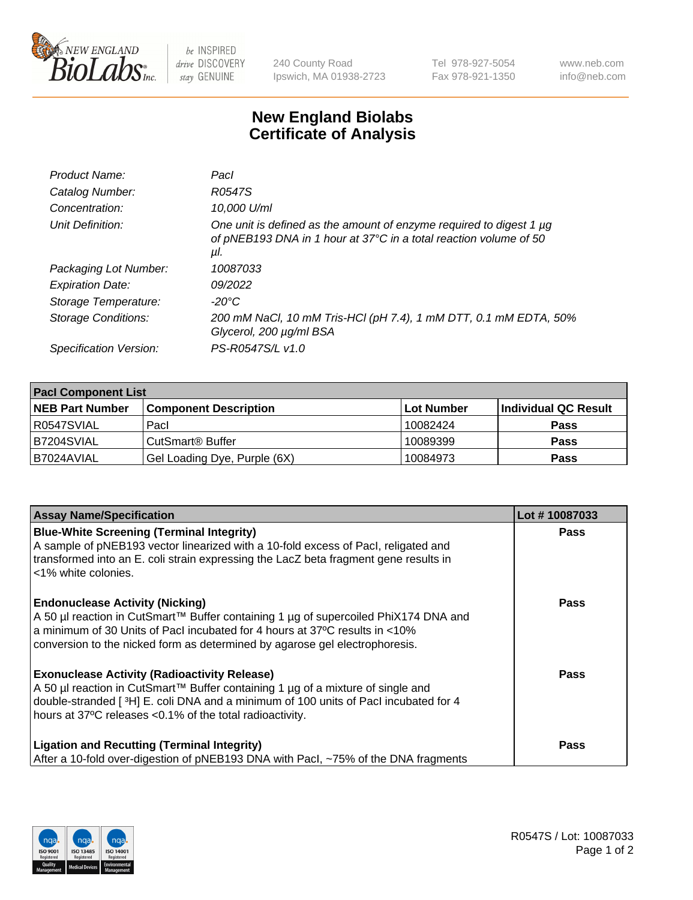# New England Biolabs
# Certificate of Analysis

| | |
|---|---|
| *Product Name:* | *PacI* |
| *Catalog Number:* | *R0547S* |
| *Concentration:* | *10,000 U/ml* |
| *Unit Definition:* | *One unit is defined as the amount of enzyme required to digest 1 µg of pNEB193 DNA in 1 hour at 37°C in a total reaction volume of 50 µl.* |
| *Packaging Lot Number:* | *10087033* |
| *Expiration Date:* | *09/2022* |
| *Storage Temperature:* | *-20°C* |
| *Storage Conditions:* | *200 mM NaCl, 10 mM Tris-HCl (pH 7.4), 1 mM DTT, 0.1 mM EDTA, 50% Glycerol, 200 µg/ml BSA* |
| *Specification Version:* | *PS-R0547S/L v1.0* |

| PacI Component List | | | |
|---|---|---|---|
| **NEB Part Number** | **Component Description** | **Lot Number** | **Individual QC Result** |
| R0547SVIAL | PacI | 10082424 | **Pass** |
| B7204SVIAL | CutSmart® Buffer | 10089399 | **Pass** |
| B7024AVIAL | Gel Loading Dye, Purple (6X) | 10084973 | **Pass** |

| Assay Name/Specification | Lot # 10087033 |
|---|---|
| **Blue-White Screening (Terminal Integrity)**<br>A sample of pNEB193 vector linearized with a 10-fold excess of PacI, religated and transformed into an E. coli strain expressing the LacZ beta fragment gene results in <1% white colonies. | **Pass** |
| **Endonuclease Activity (Nicking)**<br>A 50 µl reaction in CutSmart™ Buffer containing 1 µg of supercoiled PhiX174 DNA and a minimum of 30 Units of PacI incubated for 4 hours at 37ºC results in <10% conversion to the nicked form as determined by agarose gel electrophoresis. | **Pass** |
| **Exonuclease Activity (Radioactivity Release)**<br>A 50 µl reaction in CutSmart™ Buffer containing 1 µg of a mixture of single and double-stranded [ $^3$H] E. coli DNA and a minimum of 100 units of PacI incubated for 4 hours at 37ºC releases <0.1% of the total radioactivity. | **Pass** |
| **Ligation and Recutting (Terminal Integrity)**<br>After a 10-fold over-digestion of pNEB193 DNA with PacI, ~75% of the DNA fragments | **Pass** |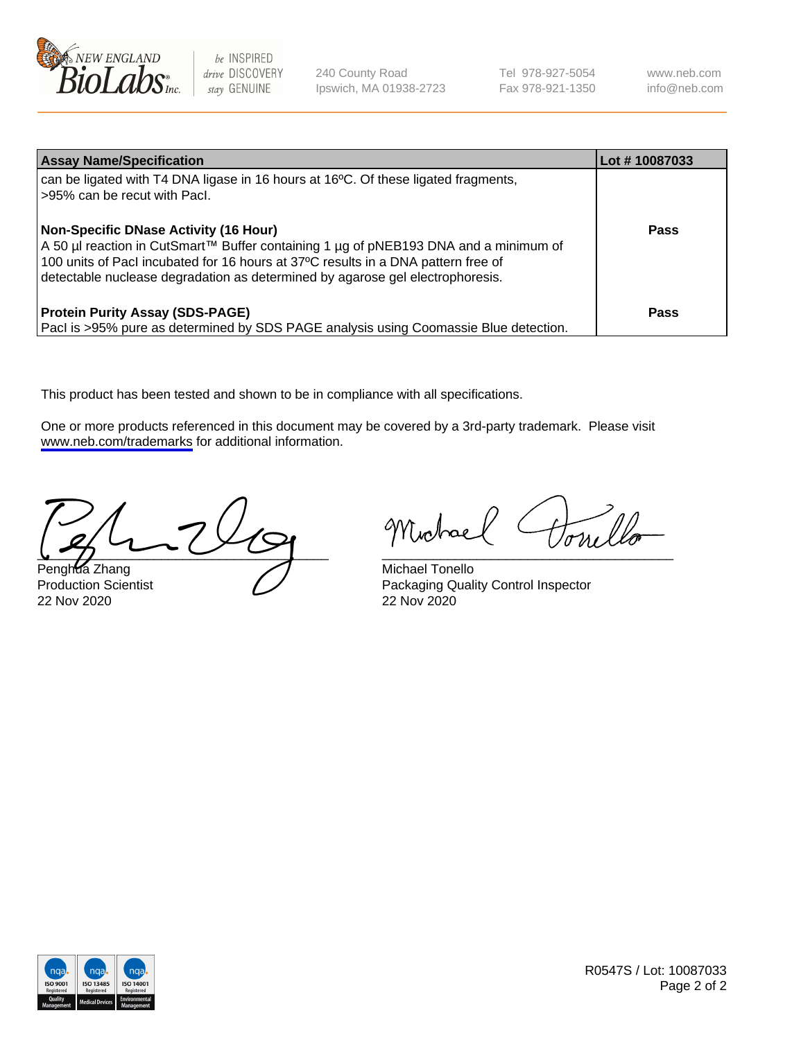| Assay Name/Specification | Lot # 10087033 |
|---|---|
| can be ligated with T4 DNA ligase in 16 hours at 16ºC. Of these ligated fragments, >95% can be recut with PacI. | |
| **Non-Specific DNase Activity (16 Hour)** A 50 µl reaction in CutSmart™ Buffer containing 1 µg of pNEB193 DNA and a minimum of 100 units of PacI incubated for 16 hours at 37ºC results in a DNA pattern free of detectable nuclease degradation as determined by agarose gel electrophoresis. | **Pass** |
| **Protein Purity Assay (SDS-PAGE)** PacI is >95% pure as determined by SDS PAGE analysis using Coomassie Blue detection. | **Pass** |

This product has been tested and shown to be in compliance with all specifications.

One or more products referenced in this document may be covered by a 3rd-party trademark. Please visit www.neb.com/trademarks for additional information.

Penghua Zhang
Production Scientist
22 Nov 2020

Michael Tonello
Packaging Quality Control Inspector
22 Nov 2020

R0547S / Lot: 10087033